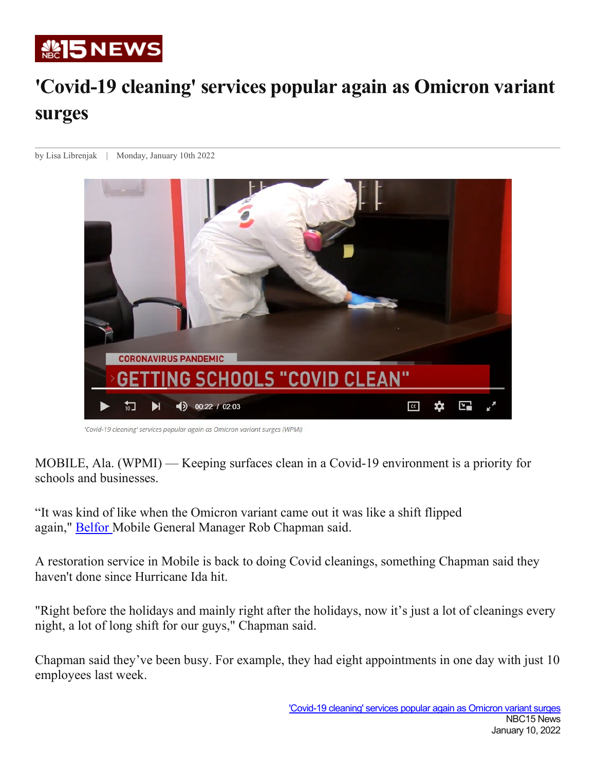# 'Covid-19 cleaning' services popular again as Omicron variant surges

by Lisa Librenjak | Monday, January 10th 2022

'Covid-19 cleaning' services popular again as Omicron variant surges (WPMI)

MOBILE, Ala. (WPMI) — Keeping surfaces clean in a Covid-19 environment is a priority for schools and businesses.

“It was kind of like when the Omicron variant came out it was like a shift flipped again," [Belfor](#) Mobile General Manager Rob Chapman said.

A restoration service in Mobile is back to doing Covid cleanings, something Chapman said they haven't done since Hurricane Ida hit.

"Right before the holidays and mainly right after the holidays, now it’s just a lot of cleanings every night, a lot of long shift for our guys," Chapman said.

Chapman said they’ve been busy. For example, they had eight appointments in one day with just 10 employees last week.

['Covid-19 cleaning' services popular again as Omicron variant surges](#)
NBC15 News
January 10, 2022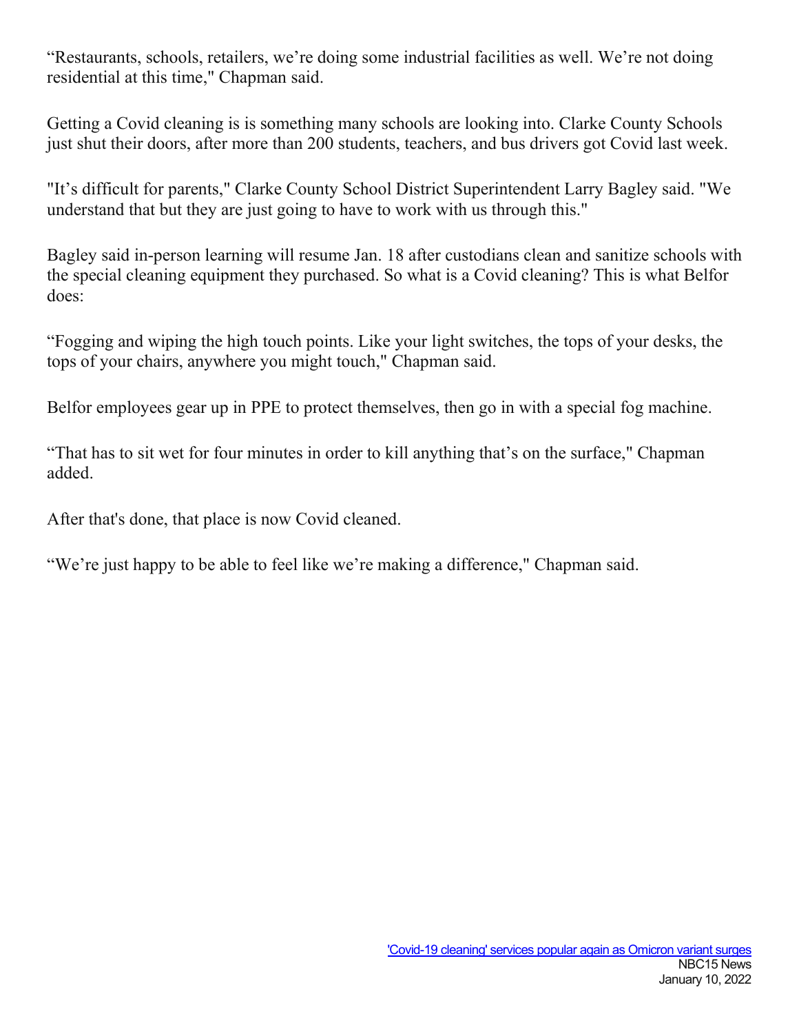“Restaurants, schools, retailers, we’re doing some industrial facilities as well. We’re not doing residential at this time," Chapman said.

Getting a Covid cleaning is is something many schools are looking into. Clarke County Schools just shut their doors, after more than 200 students, teachers, and bus drivers got Covid last week.

"It’s difficult for parents," Clarke County School District Superintendent Larry Bagley said. "We understand that but they are just going to have to work with us through this."

Bagley said in-person learning will resume Jan. 18 after custodians clean and sanitize schools with the special cleaning equipment they purchased. So what is a Covid cleaning? This is what Belfor does:

“Fogging and wiping the high touch points. Like your light switches, the tops of your desks, the tops of your chairs, anywhere you might touch," Chapman said.

Belfor employees gear up in PPE to protect themselves, then go in with a special fog machine.

“That has to sit wet for four minutes in order to kill anything that’s on the surface," Chapman added.

After that's done, that place is now Covid cleaned.

“We’re just happy to be able to feel like we’re making a difference," Chapman said.

'Covid-19 cleaning' services popular again as Omicron variant surges
NBC15 News
January 10, 2022